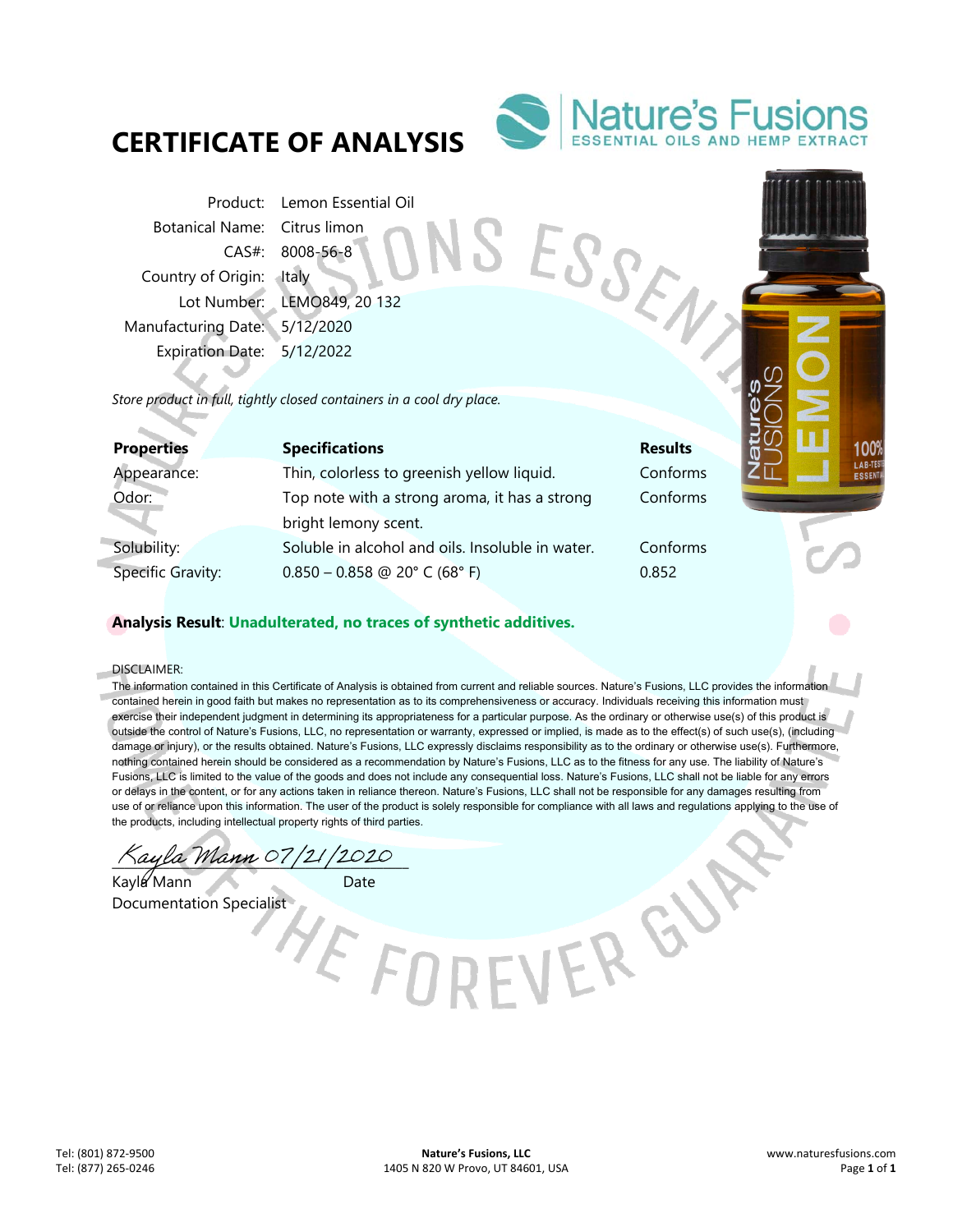# CERTIFICATE OF ANALYSIS

Nature's Fusions
ESSENTIAL OILS AND HEMP EXTRACT

| | |
|---|---|
| Product: | Lemon Essential Oil |
| Botanical Name: | Citrus limon |
| CAS#: | 8008-56-8 |
| Country of Origin: | Italy |
| Lot Number: | LEMO849, 20 132 |
| Manufacturing Date: | 5/12/2020 |
| Expiration Date: | 5/12/2022 |

*Store product in full, tightly closed containers in a cool dry place.*

| Properties | Specifications | Results |
|---|---|---|
| Appearance: | Thin, colorless to greenish yellow liquid. | Conforms |
| Odor: | Top note with a strong aroma, it has a strong bright lemony scent. | Conforms |
| Solubility: | Soluble in alcohol and oils. Insoluble in water. | Conforms |
| Specific Gravity: | 0.850 – 0.858 @ 20° C (68° F) | 0.852 |

**Analysis Result**: **Unadulterated, no traces of synthetic additives.**

DISCLAIMER:
The information contained in this Certificate of Analysis is obtained from current and reliable sources. Nature's Fusions, LLC provides the information contained herein in good faith but makes no representation as to its comprehensiveness or accuracy. Individuals receiving this information must exercise their independent judgment in determining its appropriateness for a particular purpose. As the ordinary or otherwise use(s) of this product is outside the control of Nature's Fusions, LLC, no representation or warranty, expressed or implied, is made as to the effect(s) of such use(s), (including damage or injury), or the results obtained. Nature's Fusions, LLC expressly disclaims responsibility as to the ordinary or otherwise use(s). Furthermore, nothing contained herein should be considered as a recommendation by Nature's Fusions, LLC as to the fitness for any use. The liability of Nature's Fusions, LLC is limited to the value of the goods and does not include any consequential loss. Nature's Fusions, LLC shall not be liable for any errors or delays in the content, or for any actions taken in reliance thereon. Nature's Fusions, LLC shall not be responsible for any damages resulting from use of or reliance upon this information. The user of the product is solely responsible for compliance with all laws and regulations applying to the use of the products, including intellectual property rights of third parties.

Kayla Mann 07/21/2020

Kayla Mann — Date
Documentation Specialist

Tel: (801) 872-9500
Tel: (877) 265-0246

**Nature's Fusions, LLC**
1405 N 820 W Provo, UT 84601, USA

www.naturesfusions.com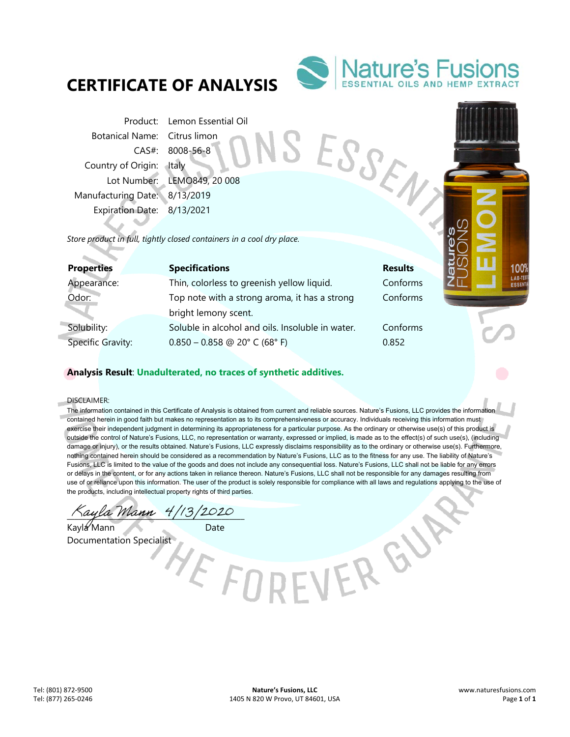# CERTIFICATE OF ANALYSIS

Nature's Fusions
ESSENTIAL OILS AND HEMP EXTRACT

| | |
|---|---|
| Product: | Lemon Essential Oil |
| Botanical Name: | Citrus limon |
| CAS#: | 8008-56-8 |
| Country of Origin: | Italy |
| Lot Number: | LEMO849, 20 008 |
| Manufacturing Date: | 8/13/2019 |
| Expiration Date: | 8/13/2021 |

*Store product in full, tightly closed containers in a cool dry place.*

| **Properties** | **Specifications** | **Results** |
|---|---|---|
| Appearance: | Thin, colorless to greenish yellow liquid. | Conforms |
| Odor: | Top note with a strong aroma, it has a strong bright lemony scent. | Conforms |
| Solubility: | Soluble in alcohol and oils. Insoluble in water. | Conforms |
| Specific Gravity: | 0.850 – 0.858 @ 20° C (68° F) | 0.852 |

**Analysis Result**: **Unadulterated, no traces of synthetic additives.**

DISCLAIMER:
The information contained in this Certificate of Analysis is obtained from current and reliable sources. Nature's Fusions, LLC provides the information contained herein in good faith but makes no representation as to its comprehensiveness or accuracy. Individuals receiving this information must exercise their independent judgment in determining its appropriateness for a particular purpose. As the ordinary or otherwise use(s) of this product is outside the control of Nature's Fusions, LLC, no representation or warranty, expressed or implied, is made as to the effect(s) of such use(s), (including damage or injury), or the results obtained. Nature's Fusions, LLC expressly disclaims responsibility as to the ordinary or otherwise use(s). Furthermore, nothing contained herein should be considered as a recommendation by Nature's Fusions, LLC as to the fitness for any use. The liability of Nature's Fusions, LLC is limited to the value of the goods and does not include any consequential loss. Nature's Fusions, LLC shall not be liable for any errors or delays in the content, or for any actions taken in reliance thereon. Nature's Fusions, LLC shall not be responsible for any damages resulting from use of or reliance upon this information. The user of the product is solely responsible for compliance with all laws and regulations applying to the use of the products, including intellectual property rights of third parties.

*Kayla Mann* 4/13/2020

Kayla Mann — Date
Documentation Specialist

Tel: (801) 872-9500
Tel: (877) 265-0246

**Nature's Fusions, LLC**
1405 N 820 W Provo, UT 84601, USA

www.naturesfusions.com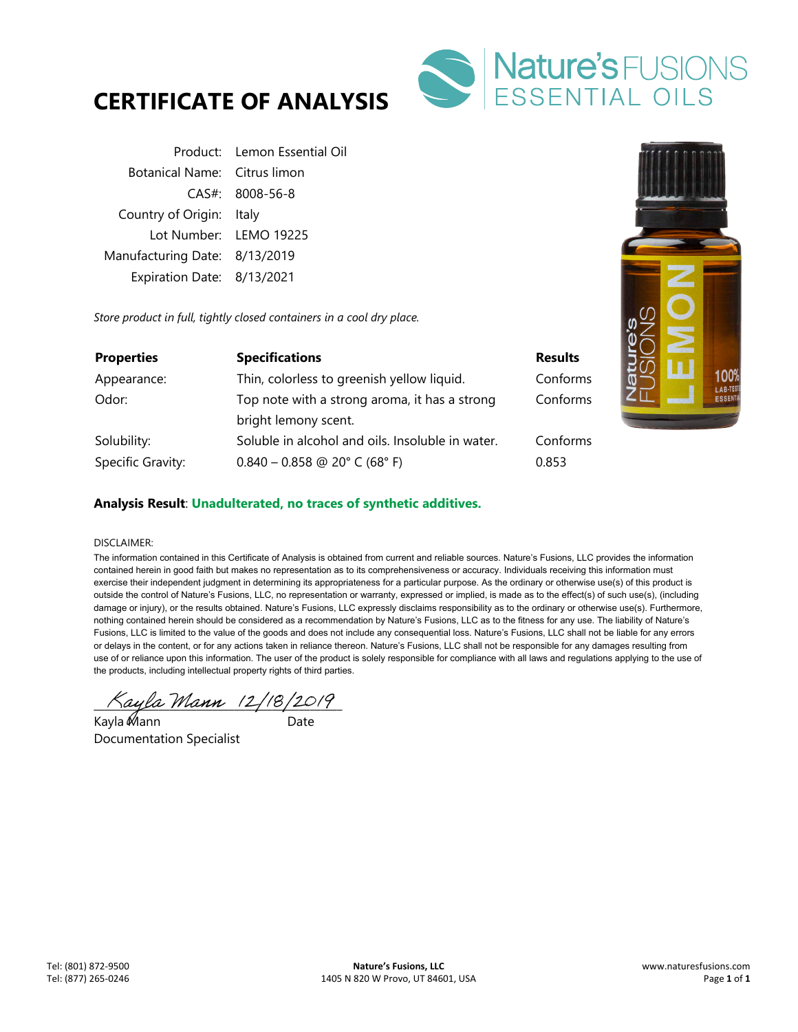# CERTIFICATE OF ANALYSIS

Nature's FUSIONS ESSENTIAL OILS

| | |
|---|---|
| Product: | Lemon Essential Oil |
| Botanical Name: | Citrus limon |
| CAS#: | 8008-56-8 |
| Country of Origin: | Italy |
| Lot Number: | LEMO 19225 |
| Manufacturing Date: | 8/13/2019 |
| Expiration Date: | 8/13/2021 |

*Store product in full, tightly closed containers in a cool dry place.*

| Properties | Specifications | Results |
|---|---|---|
| Appearance: | Thin, colorless to greenish yellow liquid. | Conforms |
| Odor: | Top note with a strong aroma, it has a strong bright lemony scent. | Conforms |
| Solubility: | Soluble in alcohol and oils. Insoluble in water. | Conforms |
| Specific Gravity: | 0.840 – 0.858 @ 20° C (68° F) | 0.853 |

**Analysis Result**: **Unadulterated, no traces of synthetic additives.**

DISCLAIMER:

The information contained in this Certificate of Analysis is obtained from current and reliable sources. Nature's Fusions, LLC provides the information contained herein in good faith but makes no representation as to its comprehensiveness or accuracy. Individuals receiving this information must exercise their independent judgment in determining its appropriateness for a particular purpose. As the ordinary or otherwise use(s) of this product is outside the control of Nature's Fusions, LLC, no representation or warranty, expressed or implied, is made as to the effect(s) of such use(s), (including damage or injury), or the results obtained. Nature's Fusions, LLC expressly disclaims responsibility as to the ordinary or otherwise use(s). Furthermore, nothing contained herein should be considered as a recommendation by Nature's Fusions, LLC as to the fitness for any use. The liability of Nature's Fusions, LLC is limited to the value of the goods and does not include any consequential loss. Nature's Fusions, LLC shall not be liable for any errors or delays in the content, or for any actions taken in reliance thereon. Nature's Fusions, LLC shall not be responsible for any damages resulting from use of or reliance upon this information. The user of the product is solely responsible for compliance with all laws and regulations applying to the use of the products, including intellectual property rights of third parties.

Kayla Mann 12/18/2019

Kayla Mann — Date

Documentation Specialist

Tel: (801) 872-9500
Tel: (877) 265-0246

**Nature's Fusions, LLC**
1405 N 820 W Provo, UT 84601, USA

www.naturesfusions.com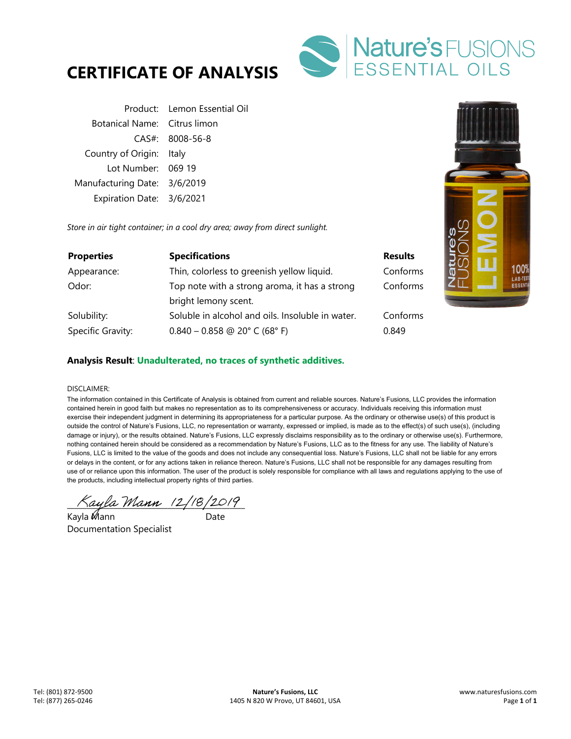# CERTIFICATE OF ANALYSIS

Nature's FUSIONS ESSENTIAL OILS

| | |
|---|---|
| Product: | Lemon Essential Oil |
| Botanical Name: | Citrus limon |
| CAS#: | 8008-56-8 |
| Country of Origin: | Italy |
| Lot Number: | 069 19 |
| Manufacturing Date: | 3/6/2019 |
| Expiration Date: | 3/6/2021 |

*Store in air tight container; in a cool dry area; away from direct sunlight.*

| **Properties** | **Specifications** | **Results** |
|---|---|---|
| Appearance: | Thin, colorless to greenish yellow liquid. | Conforms |
| Odor: | Top note with a strong aroma, it has a strong bright lemony scent. | Conforms |
| Solubility: | Soluble in alcohol and oils. Insoluble in water. | Conforms |
| Specific Gravity: | 0.840 – 0.858 @ 20° C (68° F) | 0.849 |

**Analysis Result**: **Unadulterated, no traces of synthetic additives.**

DISCLAIMER:

The information contained in this Certificate of Analysis is obtained from current and reliable sources. Nature's Fusions, LLC provides the information contained herein in good faith but makes no representation as to its comprehensiveness or accuracy. Individuals receiving this information must exercise their independent judgment in determining its appropriateness for a particular purpose. As the ordinary or otherwise use(s) of this product is outside the control of Nature's Fusions, LLC, no representation or warranty, expressed or implied, is made as to the effect(s) of such use(s), (including damage or injury), or the results obtained. Nature's Fusions, LLC expressly disclaims responsibility as to the ordinary or otherwise use(s). Furthermore, nothing contained herein should be considered as a recommendation by Nature's Fusions, LLC as to the fitness for any use. The liability of Nature's Fusions, LLC is limited to the value of the goods and does not include any consequential loss. Nature's Fusions, LLC shall not be liable for any errors or delays in the content, or for any actions taken in reliance thereon. Nature's Fusions, LLC shall not be responsible for any damages resulting from use of or reliance upon this information. The user of the product is solely responsible for compliance with all laws and regulations applying to the use of the products, including intellectual property rights of third parties.

*Kayla Mann 12/18/2019*

Kayla Mann — Date

Documentation Specialist

Tel: (801) 872-9500
Tel: (877) 265-0246

**Nature's Fusions, LLC**
1405 N 820 W Provo, UT 84601, USA

www.naturesfusions.com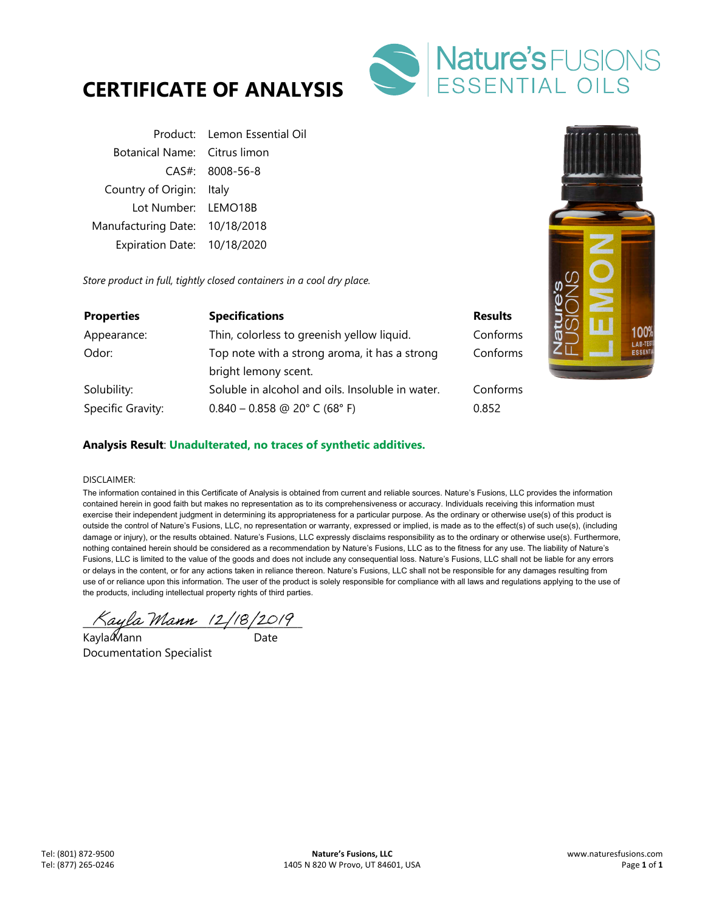# CERTIFICATE OF ANALYSIS

Nature's FUSIONS ESSENTIAL OILS

| | |
|---|---|
| Product: | Lemon Essential Oil |
| Botanical Name: | Citrus limon |
| CAS#: | 8008-56-8 |
| Country of Origin: | Italy |
| Lot Number: | LEMO18B |
| Manufacturing Date: | 10/18/2018 |
| Expiration Date: | 10/18/2020 |

*Store product in full, tightly closed containers in a cool dry place.*

| Properties | Specifications | Results |
|---|---|---|
| Appearance: | Thin, colorless to greenish yellow liquid. | Conforms |
| Odor: | Top note with a strong aroma, it has a strong bright lemony scent. | Conforms |
| Solubility: | Soluble in alcohol and oils. Insoluble in water. | Conforms |
| Specific Gravity: | 0.840 – 0.858 @ 20° C (68° F) | 0.852 |

**Analysis Result**: **Unadulterated, no traces of synthetic additives.**

DISCLAIMER:

The information contained in this Certificate of Analysis is obtained from current and reliable sources. Nature's Fusions, LLC provides the information contained herein in good faith but makes no representation as to its comprehensiveness or accuracy. Individuals receiving this information must exercise their independent judgment in determining its appropriateness for a particular purpose. As the ordinary or otherwise use(s) of this product is outside the control of Nature's Fusions, LLC, no representation or warranty, expressed or implied, is made as to the effect(s) of such use(s), (including damage or injury), or the results obtained. Nature's Fusions, LLC expressly disclaims responsibility as to the ordinary or otherwise use(s). Furthermore, nothing contained herein should be considered as a recommendation by Nature's Fusions, LLC as to the fitness for any use. The liability of Nature's Fusions, LLC is limited to the value of the goods and does not include any consequential loss. Nature's Fusions, LLC shall not be liable for any errors or delays in the content, or for any actions taken in reliance thereon. Nature's Fusions, LLC shall not be responsible for any damages resulting from use of or reliance upon this information. The user of the product is solely responsible for compliance with all laws and regulations applying to the use of the products, including intellectual property rights of third parties.

Kayla Mann 12/18/2019

Kayla Mann — Date

Documentation Specialist

Tel: (801) 872-9500
Tel: (877) 265-0246

**Nature's Fusions, LLC**
1405 N 820 W Provo, UT 84601, USA

www.naturesfusions.com